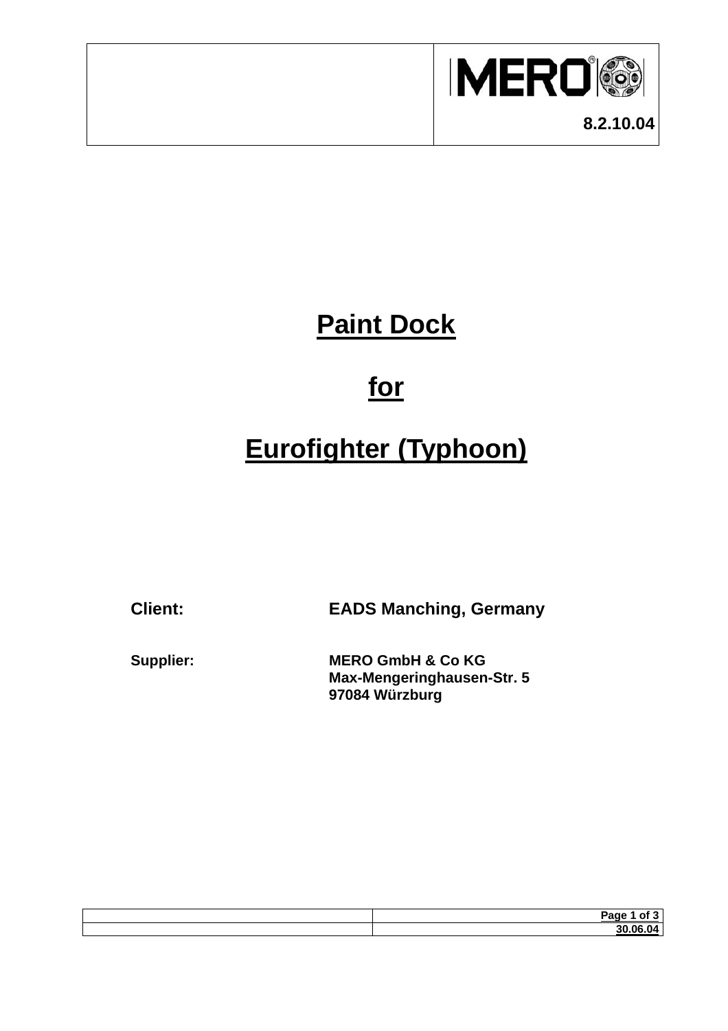8.2.10.04

# Paint Dock

# for

# Eurofighter (Typhoon)

**Client:** **EADS Manching, Germany**

**Supplier:** **MERO GmbH & Co KG**
**Max-Mengeringhausen-Str. 5**
**97084 Würzburg**

30.06.04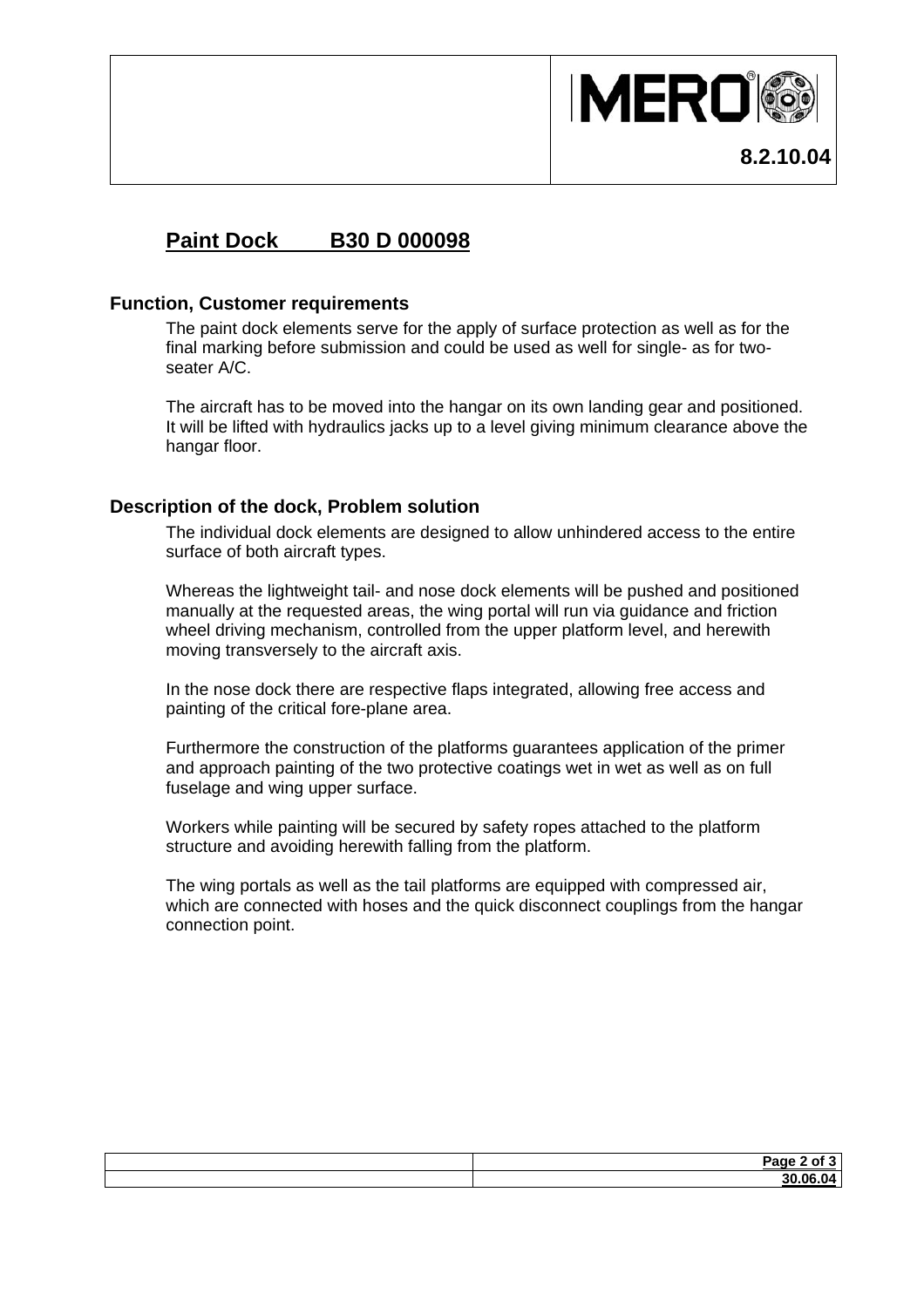## Paint Dock B30 D 000098

### Function, Customer requirements

The paint dock elements serve for the apply of surface protection as well as for the final marking before submission and could be used as well for single- as for two-seater A/C.

The aircraft has to be moved into the hangar on its own landing gear and positioned. It will be lifted with hydraulics jacks up to a level giving minimum clearance above the hangar floor.

### Description of the dock, Problem solution

The individual dock elements are designed to allow unhindered access to the entire surface of both aircraft types.

Whereas the lightweight tail- and nose dock elements will be pushed and positioned manually at the requested areas, the wing portal will run via guidance and friction wheel driving mechanism, controlled from the upper platform level, and herewith moving transversely to the aircraft axis.

In the nose dock there are respective flaps integrated, allowing free access and painting of the critical fore-plane area.

Furthermore the construction of the platforms guarantees application of the primer and approach painting of the two protective coatings wet in wet as well as on full fuselage and wing upper surface.

Workers while painting will be secured by safety ropes attached to the platform structure and avoiding herewith falling from the platform.

The wing portals as well as the tail platforms are equipped with compressed air, which are connected with hoses and the quick disconnect couplings from the hangar connection point.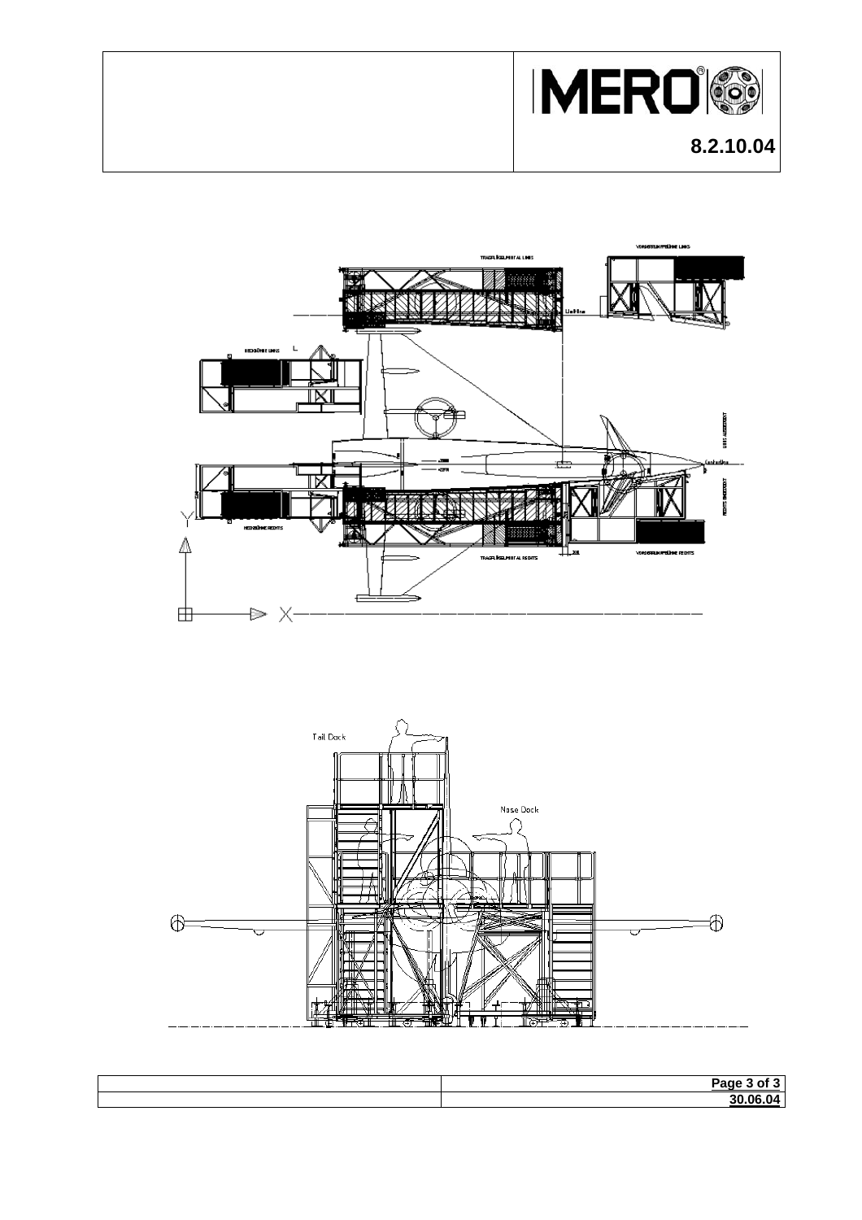8.2.10.04

TRAGFLÜGELPORTAL LINKS

VORDERRUMPFBÜHNE LINKS

HECKBÜHNE LINKS

Wellline

LINKS AUSGEDREHT

Centerline

RECHTS EINGEDREHT

HECKBÜHNE RECHTS

TRAGFLÜGELPORTAL RECHTS

VORDERRUMPFBÜHNE RECHTS

Y

X

Tail Dock

Nose Dock

30.06.04